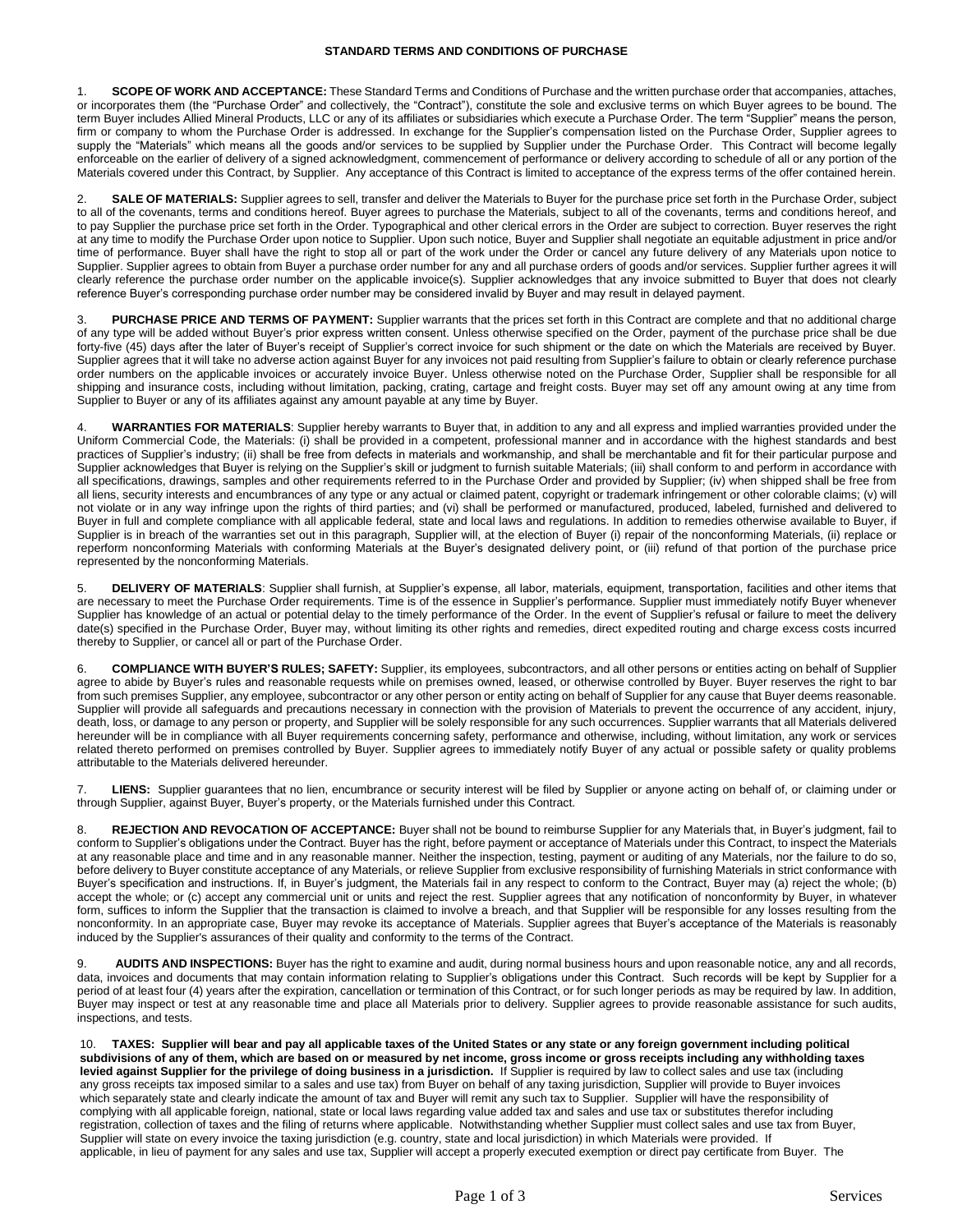# STANDARD TERMS AND CONDITIONS OF PURCHASE

1. **SCOPE OF WORK AND ACCEPTANCE:** These Standard Terms and Conditions of Purchase and the written purchase order that accompanies, attaches, or incorporates them (the "Purchase Order" and collectively, the "Contract"), constitute the sole and exclusive terms on which Buyer agrees to be bound. The term Buyer includes Allied Mineral Products, LLC or any of its affiliates or subsidiaries which execute a Purchase Order. The term "Supplier" means the person, firm or company to whom the Purchase Order is addressed. In exchange for the Supplier's compensation listed on the Purchase Order, Supplier agrees to supply the "Materials" which means all the goods and/or services to be supplied by Supplier under the Purchase Order. This Contract will become legally enforceable on the earlier of delivery of a signed acknowledgment, commencement of performance or delivery according to schedule of all or any portion of the Materials covered under this Contract, by Supplier. Any acceptance of this Contract is limited to acceptance of the express terms of the offer contained herein.

2. **SALE OF MATERIALS:** Supplier agrees to sell, transfer and deliver the Materials to Buyer for the purchase price set forth in the Purchase Order, subject to all of the covenants, terms and conditions hereof. Buyer agrees to purchase the Materials, subject to all of the covenants, terms and conditions hereof, and to pay Supplier the purchase price set forth in the Order. Typographical and other clerical errors in the Order are subject to correction. Buyer reserves the right at any time to modify the Purchase Order upon notice to Supplier. Upon such notice, Buyer and Supplier shall negotiate an equitable adjustment in price and/or time of performance. Buyer shall have the right to stop all or part of the work under the Order or cancel any future delivery of any Materials upon notice to Supplier. Supplier agrees to obtain from Buyer a purchase order number for any and all purchase orders of goods and/or services. Supplier further agrees it will clearly reference the purchase order number on the applicable invoice(s). Supplier acknowledges that any invoice submitted to Buyer that does not clearly reference Buyer's corresponding purchase order number may be considered invalid by Buyer and may result in delayed payment.

3. **PURCHASE PRICE AND TERMS OF PAYMENT:** Supplier warrants that the prices set forth in this Contract are complete and that no additional charge of any type will be added without Buyer's prior express written consent. Unless otherwise specified on the Order, payment of the purchase price shall be due forty-five (45) days after the later of Buyer's receipt of Supplier's correct invoice for such shipment or the date on which the Materials are received by Buyer. Supplier agrees that it will take no adverse action against Buyer for any invoices not paid resulting from Supplier's failure to obtain or clearly reference purchase order numbers on the applicable invoices or accurately invoice Buyer. Unless otherwise noted on the Purchase Order, Supplier shall be responsible for all shipping and insurance costs, including without limitation, packing, crating, cartage and freight costs. Buyer may set off any amount owing at any time from Supplier to Buyer or any of its affiliates against any amount payable at any time by Buyer.

4. **WARRANTIES FOR MATERIALS**: Supplier hereby warrants to Buyer that, in addition to any and all express and implied warranties provided under the Uniform Commercial Code, the Materials: (i) shall be provided in a competent, professional manner and in accordance with the highest standards and best practices of Supplier's industry; (ii) shall be free from defects in materials and workmanship, and shall be merchantable and fit for their particular purpose and Supplier acknowledges that Buyer is relying on the Supplier's skill or judgment to furnish suitable Materials; (iii) shall conform to and perform in accordance with all specifications, drawings, samples and other requirements referred to in the Purchase Order and provided by Supplier; (iv) when shipped shall be free from all liens, security interests and encumbrances of any type or any actual or claimed patent, copyright or trademark infringement or other colorable claims; (v) will not violate or in any way infringe upon the rights of third parties; and (vi) shall be performed or manufactured, produced, labeled, furnished and delivered to Buyer in full and complete compliance with all applicable federal, state and local laws and regulations. In addition to remedies otherwise available to Buyer, if Supplier is in breach of the warranties set out in this paragraph, Supplier will, at the election of Buyer (i) repair of the nonconforming Materials, (ii) replace or reperform nonconforming Materials with conforming Materials at the Buyer's designated delivery point, or (iii) refund of that portion of the purchase price represented by the nonconforming Materials.

5. **DELIVERY OF MATERIALS**: Supplier shall furnish, at Supplier's expense, all labor, materials, equipment, transportation, facilities and other items that are necessary to meet the Purchase Order requirements. Time is of the essence in Supplier's performance. Supplier must immediately notify Buyer whenever Supplier has knowledge of an actual or potential delay to the timely performance of the Order. In the event of Supplier's refusal or failure to meet the delivery date(s) specified in the Purchase Order, Buyer may, without limiting its other rights and remedies, direct expedited routing and charge excess costs incurred thereby to Supplier, or cancel all or part of the Purchase Order.

6. **COMPLIANCE WITH BUYER'S RULES; SAFETY:** Supplier, its employees, subcontractors, and all other persons or entities acting on behalf of Supplier agree to abide by Buyer's rules and reasonable requests while on premises owned, leased, or otherwise controlled by Buyer. Buyer reserves the right to bar from such premises Supplier, any employee, subcontractor or any other person or entity acting on behalf of Supplier for any cause that Buyer deems reasonable. Supplier will provide all safeguards and precautions necessary in connection with the provision of Materials to prevent the occurrence of any accident, injury, death, loss, or damage to any person or property, and Supplier will be solely responsible for any such occurrences. Supplier warrants that all Materials delivered hereunder will be in compliance with all Buyer requirements concerning safety, performance and otherwise, including, without limitation, any work or services related thereto performed on premises controlled by Buyer. Supplier agrees to immediately notify Buyer of any actual or possible safety or quality problems attributable to the Materials delivered hereunder.

7. **LIENS:** Supplier guarantees that no lien, encumbrance or security interest will be filed by Supplier or anyone acting on behalf of, or claiming under or through Supplier, against Buyer, Buyer's property, or the Materials furnished under this Contract.

8. **REJECTION AND REVOCATION OF ACCEPTANCE:** Buyer shall not be bound to reimburse Supplier for any Materials that, in Buyer's judgment, fail to conform to Supplier's obligations under the Contract. Buyer has the right, before payment or acceptance of Materials under this Contract, to inspect the Materials at any reasonable place and time and in any reasonable manner. Neither the inspection, testing, payment or auditing of any Materials, nor the failure to do so, before delivery to Buyer constitute acceptance of any Materials, or relieve Supplier from exclusive responsibility of furnishing Materials in strict conformance with Buyer's specification and instructions. If, in Buyer's judgment, the Materials fail in any respect to conform to the Contract, Buyer may (a) reject the whole; (b) accept the whole; or (c) accept any commercial unit or units and reject the rest. Supplier agrees that any notification of nonconformity by Buyer, in whatever form, suffices to inform the Supplier that the transaction is claimed to involve a breach, and that Supplier will be responsible for any losses resulting from the nonconformity. In an appropriate case, Buyer may revoke its acceptance of Materials. Supplier agrees that Buyer's acceptance of the Materials is reasonably induced by the Supplier's assurances of their quality and conformity to the terms of the Contract.

9. **AUDITS AND INSPECTIONS:** Buyer has the right to examine and audit, during normal business hours and upon reasonable notice, any and all records, data, invoices and documents that may contain information relating to Supplier's obligations under this Contract. Such records will be kept by Supplier for a period of at least four (4) years after the expiration, cancellation or termination of this Contract, or for such longer periods as may be required by law. In addition, Buyer may inspect or test at any reasonable time and place all Materials prior to delivery. Supplier agrees to provide reasonable assistance for such audits, inspections, and tests.

10. **TAXES: Supplier will bear and pay all applicable taxes of the United States or any state or any foreign government including political subdivisions of any of them, which are based on or measured by net income, gross income or gross receipts including any withholding taxes levied against Supplier for the privilege of doing business in a jurisdiction.** If Supplier is required by law to collect sales and use tax (including any gross receipts tax imposed similar to a sales and use tax) from Buyer on behalf of any taxing jurisdiction, Supplier will provide to Buyer invoices which separately state and clearly indicate the amount of tax and Buyer will remit any such tax to Supplier. Supplier will have the responsibility of complying with all applicable foreign, national, state or local laws regarding value added tax and sales and use tax or substitutes therefor including registration, collection of taxes and the filing of returns where applicable. Notwithstanding whether Supplier must collect sales and use tax from Buyer, Supplier will state on every invoice the taxing jurisdiction (e.g. country, state and local jurisdiction) in which Materials were provided. If applicable, in lieu of payment for any sales and use tax, Supplier will accept a properly executed exemption or direct pay certificate from Buyer. The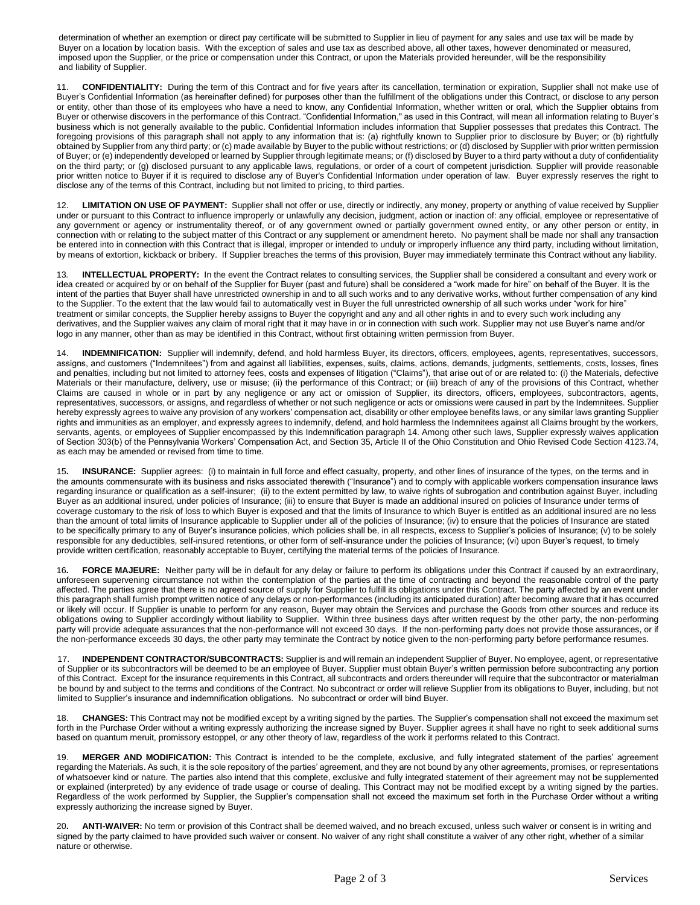determination of whether an exemption or direct pay certificate will be submitted to Supplier in lieu of payment for any sales and use tax will be made by Buyer on a location by location basis. With the exception of sales and use tax as described above, all other taxes, however denominated or measured, imposed upon the Supplier, or the price or compensation under this Contract, or upon the Materials provided hereunder, will be the responsibility and liability of Supplier.

11. **CONFIDENTIALITY:** During the term of this Contract and for five years after its cancellation, termination or expiration, Supplier shall not make use of Buyer's Confidential Information (as hereinafter defined) for purposes other than the fulfillment of the obligations under this Contract, or disclose to any person or entity, other than those of its employees who have a need to know, any Confidential Information, whether written or oral, which the Supplier obtains from Buyer or otherwise discovers in the performance of this Contract. "Confidential Information," as used in this Contract, will mean all information relating to Buyer's business which is not generally available to the public. Confidential Information includes information that Supplier possesses that predates this Contract. The foregoing provisions of this paragraph shall not apply to any information that is: (a) rightfully known to Supplier prior to disclosure by Buyer; or (b) rightfully obtained by Supplier from any third party; or (c) made available by Buyer to the public without restrictions; or (d) disclosed by Supplier with prior written permission of Buyer; or (e) independently developed or learned by Supplier through legitimate means; or (f) disclosed by Buyer to a third party without a duty of confidentiality on the third party; or (g) disclosed pursuant to any applicable laws, regulations, or order of a court of competent jurisdiction. Supplier will provide reasonable prior written notice to Buyer if it is required to disclose any of Buyer's Confidential Information under operation of law. Buyer expressly reserves the right to disclose any of the terms of this Contract, including but not limited to pricing, to third parties.

12. **LIMITATION ON USE OF PAYMENT:** Supplier shall not offer or use, directly or indirectly, any money, property or anything of value received by Supplier under or pursuant to this Contract to influence improperly or unlawfully any decision, judgment, action or inaction of: any official, employee or representative of any government or agency or instrumentality thereof, or of any government owned or partially government owned entity, or any other person or entity, in connection with or relating to the subject matter of this Contract or any supplement or amendment hereto. No payment shall be made nor shall any transaction be entered into in connection with this Contract that is illegal, improper or intended to unduly or improperly influence any third party, including without limitation, by means of extortion, kickback or bribery. If Supplier breaches the terms of this provision, Buyer may immediately terminate this Contract without any liability.

13. **INTELLECTUAL PROPERTY:** In the event the Contract relates to consulting services, the Supplier shall be considered a consultant and every work or idea created or acquired by or on behalf of the Supplier for Buyer (past and future) shall be considered a "work made for hire" on behalf of the Buyer. It is the intent of the parties that Buyer shall have unrestricted ownership in and to all such works and to any derivative works, without further compensation of any kind to the Supplier. To the extent that the law would fail to automatically vest in Buyer the full unrestricted ownership of all such works under "work for hire" treatment or similar concepts, the Supplier hereby assigns to Buyer the copyright and any and all other rights in and to every such work including any derivatives, and the Supplier waives any claim of moral right that it may have in or in connection with such work. Supplier may not use Buyer's name and/or logo in any manner, other than as may be identified in this Contract, without first obtaining written permission from Buyer.

14. **INDEMNIFICATION:** Supplier will indemnify, defend, and hold harmless Buyer, its directors, officers, employees, agents, representatives, successors, assigns, and customers ("Indemnitees") from and against all liabilities, expenses, suits, claims, actions, demands, judgments, settlements, costs, losses, fines and penalties, including but not limited to attorney fees, costs and expenses of litigation ("Claims"), that arise out of or are related to: (i) the Materials, defective Materials or their manufacture, delivery, use or misuse; (ii) the performance of this Contract; or (iii) breach of any of the provisions of this Contract, whether Claims are caused in whole or in part by any negligence or any act or omission of Supplier, its directors, officers, employees, subcontractors, agents, representatives, successors, or assigns, and regardless of whether or not such negligence or acts or omissions were caused in part by the Indemnitees. Supplier hereby expressly agrees to waive any provision of any workers' compensation act, disability or other employee benefits laws, or any similar laws granting Supplier rights and immunities as an employer, and expressly agrees to indemnify, defend, and hold harmless the Indemnitees against all Claims brought by the workers, servants, agents, or employees of Supplier encompassed by this Indemnification paragraph 14. Among other such laws, Supplier expressly waives application of Section 303(b) of the Pennsylvania Workers' Compensation Act, and Section 35, Article II of the Ohio Constitution and Ohio Revised Code Section 4123.74, as each may be amended or revised from time to time.

15. **INSURANCE:** Supplier agrees: (i) to maintain in full force and effect casualty, property, and other lines of insurance of the types, on the terms and in the amounts commensurate with its business and risks associated therewith ("Insurance") and to comply with applicable workers compensation insurance laws regarding insurance or qualification as a self-insurer; (ii) to the extent permitted by law, to waive rights of subrogation and contribution against Buyer, including Buyer as an additional insured, under policies of Insurance; (iii) to ensure that Buyer is made an additional insured on policies of Insurance under terms of coverage customary to the risk of loss to which Buyer is exposed and that the limits of Insurance to which Buyer is entitled as an additional insured are no less than the amount of total limits of Insurance applicable to Supplier under all of the policies of Insurance; (iv) to ensure that the policies of Insurance are stated to be specifically primary to any of Buyer's insurance policies, which policies shall be, in all respects, excess to Supplier's policies of Insurance; (v) to be solely responsible for any deductibles, self-insured retentions, or other form of self-insurance under the policies of Insurance; (vi) upon Buyer's request, to timely provide written certification, reasonably acceptable to Buyer, certifying the material terms of the policies of Insurance.

16. **FORCE MAJEURE:** Neither party will be in default for any delay or failure to perform its obligations under this Contract if caused by an extraordinary, unforeseen supervening circumstance not within the contemplation of the parties at the time of contracting and beyond the reasonable control of the party affected. The parties agree that there is no agreed source of supply for Supplier to fulfill its obligations under this Contract. The party affected by an event under this paragraph shall furnish prompt written notice of any delays or non-performances (including its anticipated duration) after becoming aware that it has occurred or likely will occur. If Supplier is unable to perform for any reason, Buyer may obtain the Services and purchase the Goods from other sources and reduce its obligations owing to Supplier accordingly without liability to Supplier. Within three business days after written request by the other party, the non-performing party will provide adequate assurances that the non-performance will not exceed 30 days. If the non-performing party does not provide those assurances, or if the non-performance exceeds 30 days, the other party may terminate the Contract by notice given to the non-performing party before performance resumes.

17. **INDEPENDENT CONTRACTOR/SUBCONTRACTS:** Supplier is and will remain an independent Supplier of Buyer. No employee, agent, or representative of Supplier or its subcontractors will be deemed to be an employee of Buyer. Supplier must obtain Buyer's written permission before subcontracting any portion of this Contract. Except for the insurance requirements in this Contract, all subcontracts and orders thereunder will require that the subcontractor or materialman be bound by and subject to the terms and conditions of the Contract. No subcontract or order will relieve Supplier from its obligations to Buyer, including, but not limited to Supplier's insurance and indemnification obligations. No subcontract or order will bind Buyer.

18. **CHANGES:** This Contract may not be modified except by a writing signed by the parties. The Supplier's compensation shall not exceed the maximum set forth in the Purchase Order without a writing expressly authorizing the increase signed by Buyer. Supplier agrees it shall have no right to seek additional sums based on quantum meruit, promissory estoppel, or any other theory of law, regardless of the work it performs related to this Contract.

19. **MERGER AND MODIFICATION:** This Contract is intended to be the complete, exclusive, and fully integrated statement of the parties' agreement regarding the Materials. As such, it is the sole repository of the parties' agreement, and they are not bound by any other agreements, promises, or representations of whatsoever kind or nature. The parties also intend that this complete, exclusive and fully integrated statement of their agreement may not be supplemented or explained (interpreted) by any evidence of trade usage or course of dealing. This Contract may not be modified except by a writing signed by the parties. Regardless of the work performed by Supplier, the Supplier's compensation shall not exceed the maximum set forth in the Purchase Order without a writing expressly authorizing the increase signed by Buyer.

20. **ANTI-WAIVER:** No term or provision of this Contract shall be deemed waived, and no breach excused, unless such waiver or consent is in writing and signed by the party claimed to have provided such waiver or consent. No waiver of any right shall constitute a waiver of any other right, whether of a similar nature or otherwise.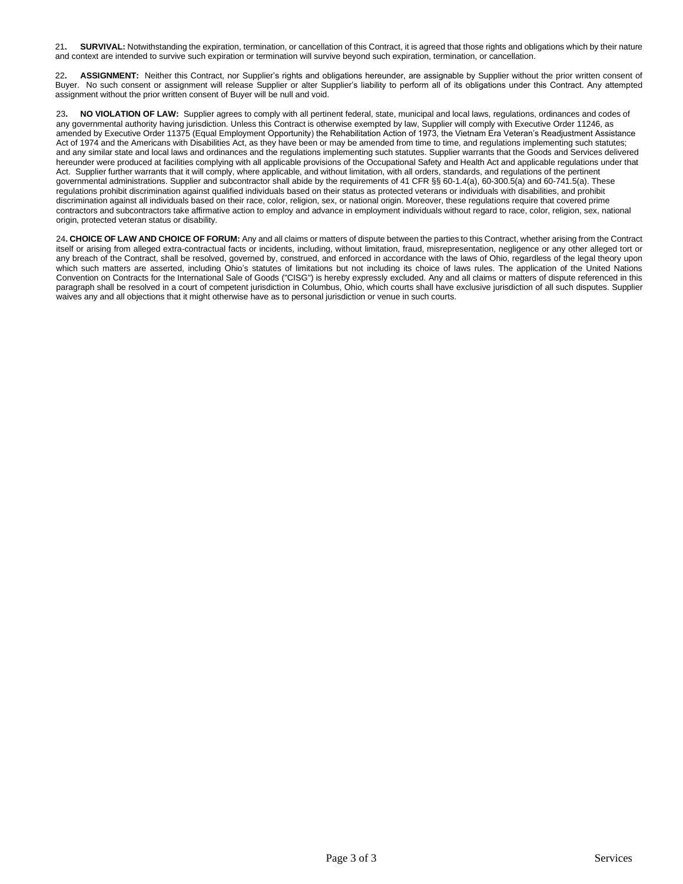21**. SURVIVAL:** Notwithstanding the expiration, termination, or cancellation of this Contract, it is agreed that those rights and obligations which by their nature and context are intended to survive such expiration or termination will survive beyond such expiration, termination, or cancellation.

22**. ASSIGNMENT:** Neither this Contract, nor Supplier's rights and obligations hereunder, are assignable by Supplier without the prior written consent of Buyer. No such consent or assignment will release Supplier or alter Supplier's liability to perform all of its obligations under this Contract. Any attempted assignment without the prior written consent of Buyer will be null and void.

23**. NO VIOLATION OF LAW:** Supplier agrees to comply with all pertinent federal, state, municipal and local laws, regulations, ordinances and codes of any governmental authority having jurisdiction. Unless this Contract is otherwise exempted by law, Supplier will comply with Executive Order 11246, as amended by Executive Order 11375 (Equal Employment Opportunity) the Rehabilitation Action of 1973, the Vietnam Era Veteran's Readjustment Assistance Act of 1974 and the Americans with Disabilities Act, as they have been or may be amended from time to time, and regulations implementing such statutes; and any similar state and local laws and ordinances and the regulations implementing such statutes. Supplier warrants that the Goods and Services delivered hereunder were produced at facilities complying with all applicable provisions of the Occupational Safety and Health Act and applicable regulations under that Act. Supplier further warrants that it will comply, where applicable, and without limitation, with all orders, standards, and regulations of the pertinent governmental administrations. Supplier and subcontractor shall abide by the requirements of 41 CFR §§ 60-1.4(a), 60-300.5(a) and 60-741.5(a). These regulations prohibit discrimination against qualified individuals based on their status as protected veterans or individuals with disabilities, and prohibit discrimination against all individuals based on their race, color, religion, sex, or national origin. Moreover, these regulations require that covered prime contractors and subcontractors take affirmative action to employ and advance in employment individuals without regard to race, color, religion, sex, national origin, protected veteran status or disability.

24**. CHOICE OF LAW AND CHOICE OF FORUM:** Any and all claims or matters of dispute between the parties to this Contract, whether arising from the Contract itself or arising from alleged extra-contractual facts or incidents, including, without limitation, fraud, misrepresentation, negligence or any other alleged tort or any breach of the Contract, shall be resolved, governed by, construed, and enforced in accordance with the laws of Ohio, regardless of the legal theory upon which such matters are asserted, including Ohio's statutes of limitations but not including its choice of laws rules. The application of the United Nations Convention on Contracts for the International Sale of Goods ("CISG") is hereby expressly excluded. Any and all claims or matters of dispute referenced in this paragraph shall be resolved in a court of competent jurisdiction in Columbus, Ohio, which courts shall have exclusive jurisdiction of all such disputes. Supplier waives any and all objections that it might otherwise have as to personal jurisdiction or venue in such courts.